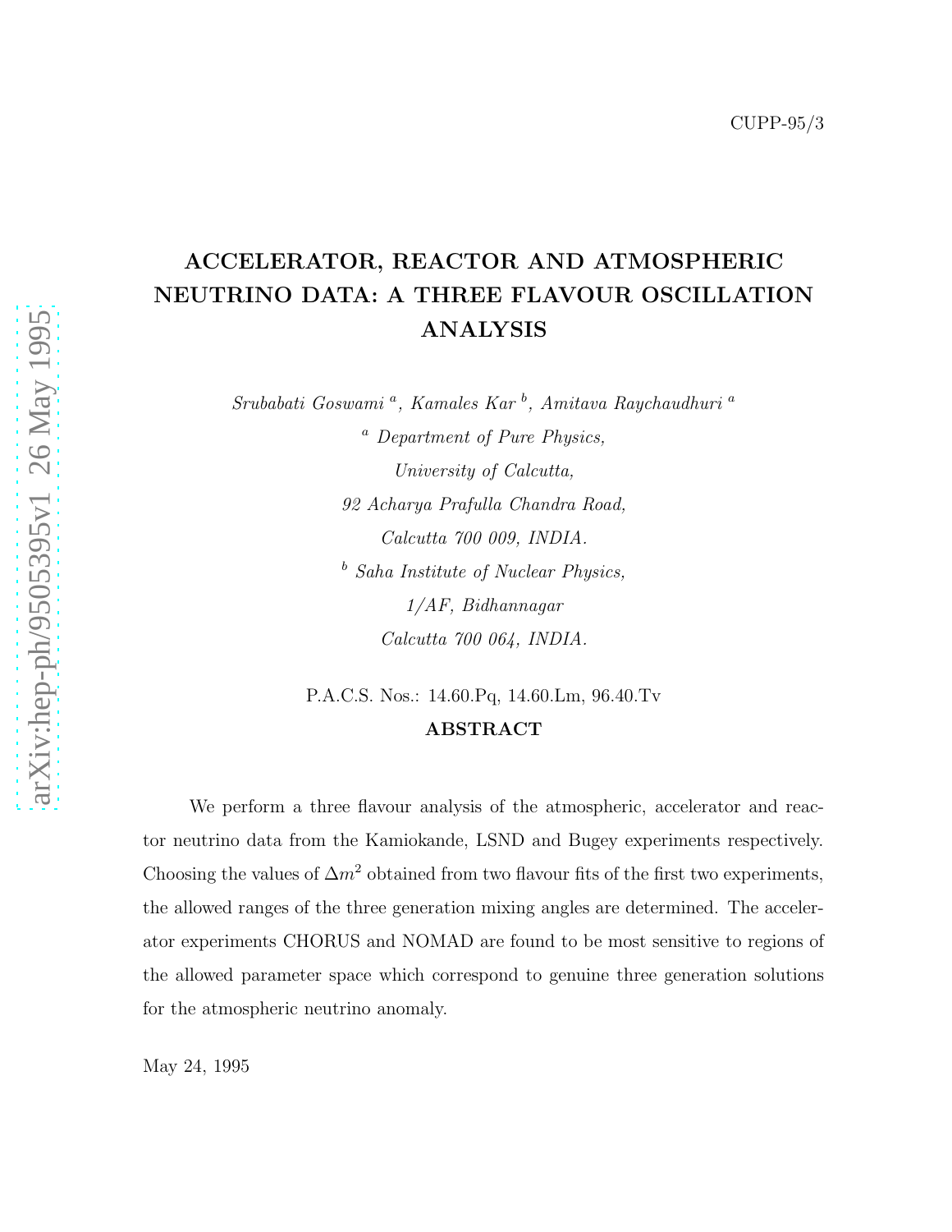CUPP-95/3

# ACCELERATOR, REACTOR AND ATMOSPHERIC NEUTRINO DATA: A THREE FLAVOUR OSCILLATION ANALYSIS

*Srubabati Goswami* [a], *Kamales Kar* [b], *Amitava Raychaudhuri* [a]

[a] *Department of Pure Physics,*
*University of Calcutta,*
*92 Acharya Prafulla Chandra Road,*
*Calcutta 700 009, INDIA.*

[b] *Saha Institute of Nuclear Physics,*
*1/AF, Bidhannagar*
*Calcutta 700 064, INDIA.*

P.A.C.S. Nos.: 14.60.Pq, 14.60.Lm, 96.40.Tv

## ABSTRACT

We perform a three flavour analysis of the atmospheric, accelerator and reactor neutrino data from the Kamiokande, LSND and Bugey experiments respectively. Choosing the values of $\Delta m^2$ obtained from two flavour fits of the first two experiments, the allowed ranges of the three generation mixing angles are determined. The accelerator experiments CHORUS and NOMAD are found to be most sensitive to regions of the allowed parameter space which correspond to genuine three generation solutions for the atmospheric neutrino anomaly.

May 24, 1995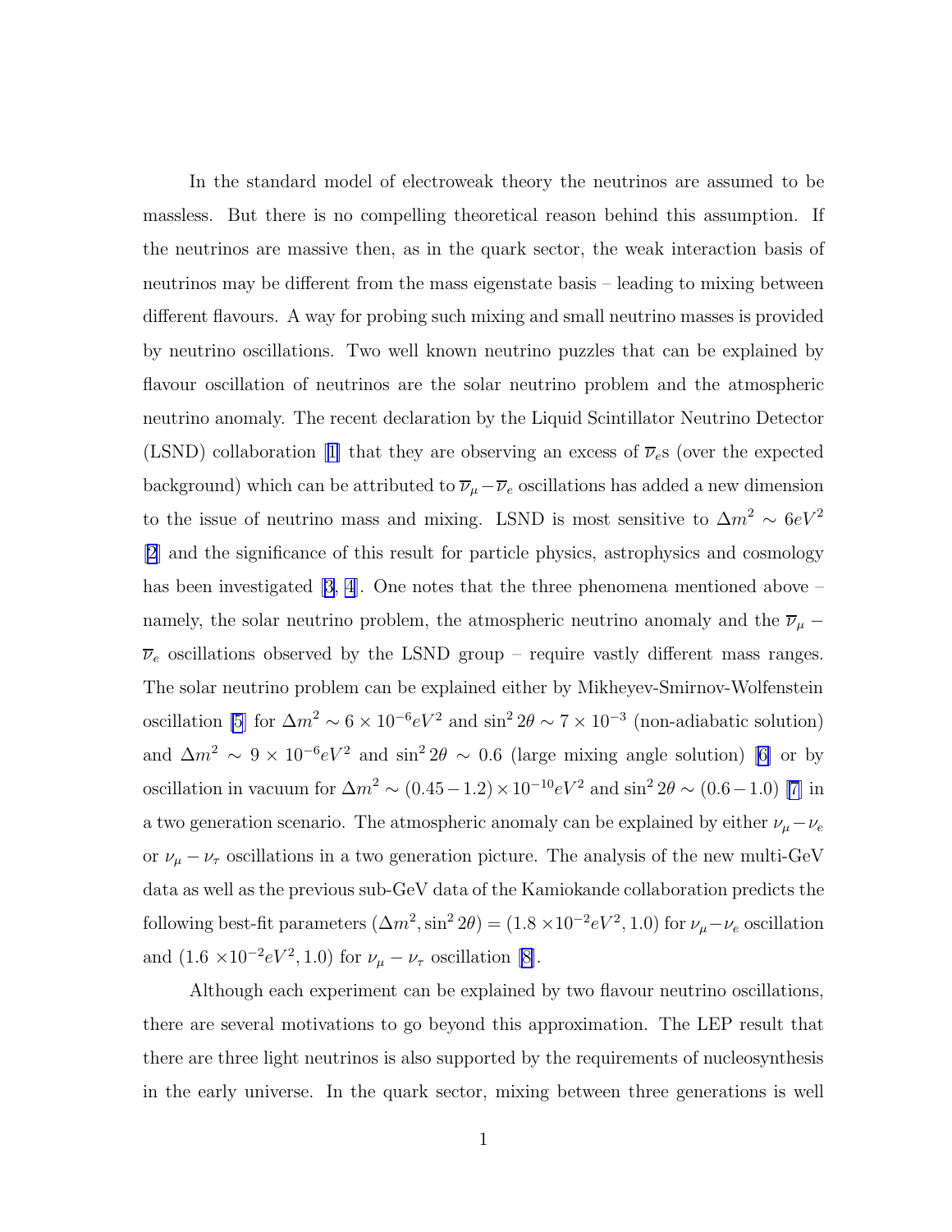In the standard model of electroweak theory the neutrinos are assumed to be massless. But there is no compelling theoretical reason behind this assumption. If the neutrinos are massive then, as in the quark sector, the weak interaction basis of neutrinos may be different from the mass eigenstate basis – leading to mixing between different flavours. A way for probing such mixing and small neutrino masses is provided by neutrino oscillations. Two well known neutrino puzzles that can be explained by flavour oscillation of neutrinos are the solar neutrino problem and the atmospheric neutrino anomaly. The recent declaration by the Liquid Scintillator Neutrino Detector (LSND) collaboration [1] that they are observing an excess of $\overline{\nu}_e$s (over the expected background) which can be attributed to $\overline{\nu}_\mu - \overline{\nu}_e$ oscillations has added a new dimension to the issue of neutrino mass and mixing. LSND is most sensitive to $\Delta m^2 \sim 6 eV^2$ [2] and the significance of this result for particle physics, astrophysics and cosmology has been investigated [3, 4]. One notes that the three phenomena mentioned above – namely, the solar neutrino problem, the atmospheric neutrino anomaly and the $\overline{\nu}_\mu - \overline{\nu}_e$ oscillations observed by the LSND group – require vastly different mass ranges. The solar neutrino problem can be explained either by Mikheyev-Smirnov-Wolfenstein oscillation [5] for $\Delta m^2 \sim 6 \times 10^{-6} eV^2$ and $\sin^2 2\theta \sim 7 \times 10^{-3}$ (non-adiabatic solution) and $\Delta m^2 \sim 9 \times 10^{-6} eV^2$ and $\sin^2 2\theta \sim 0.6$ (large mixing angle solution) [6] or by oscillation in vacuum for $\Delta m^2 \sim (0.45 - 1.2) \times 10^{-10} eV^2$ and $\sin^2 2\theta \sim (0.6 - 1.0)$ [7] in a two generation scenario. The atmospheric anomaly can be explained by either $\nu_\mu - \nu_e$ or $\nu_\mu - \nu_\tau$ oscillations in a two generation picture. The analysis of the new multi-GeV data as well as the previous sub-GeV data of the Kamiokande collaboration predicts the following best-fit parameters $(\Delta m^2, \sin^2 2\theta) = (1.8 \times 10^{-2} eV^2, 1.0)$ for $\nu_\mu - \nu_e$ oscillation and $(1.6 \times 10^{-2} eV^2, 1.0)$ for $\nu_\mu - \nu_\tau$ oscillation [8].

Although each experiment can be explained by two flavour neutrino oscillations, there are several motivations to go beyond this approximation. The LEP result that there are three light neutrinos is also supported by the requirements of nucleosynthesis in the early universe. In the quark sector, mixing between three generations is well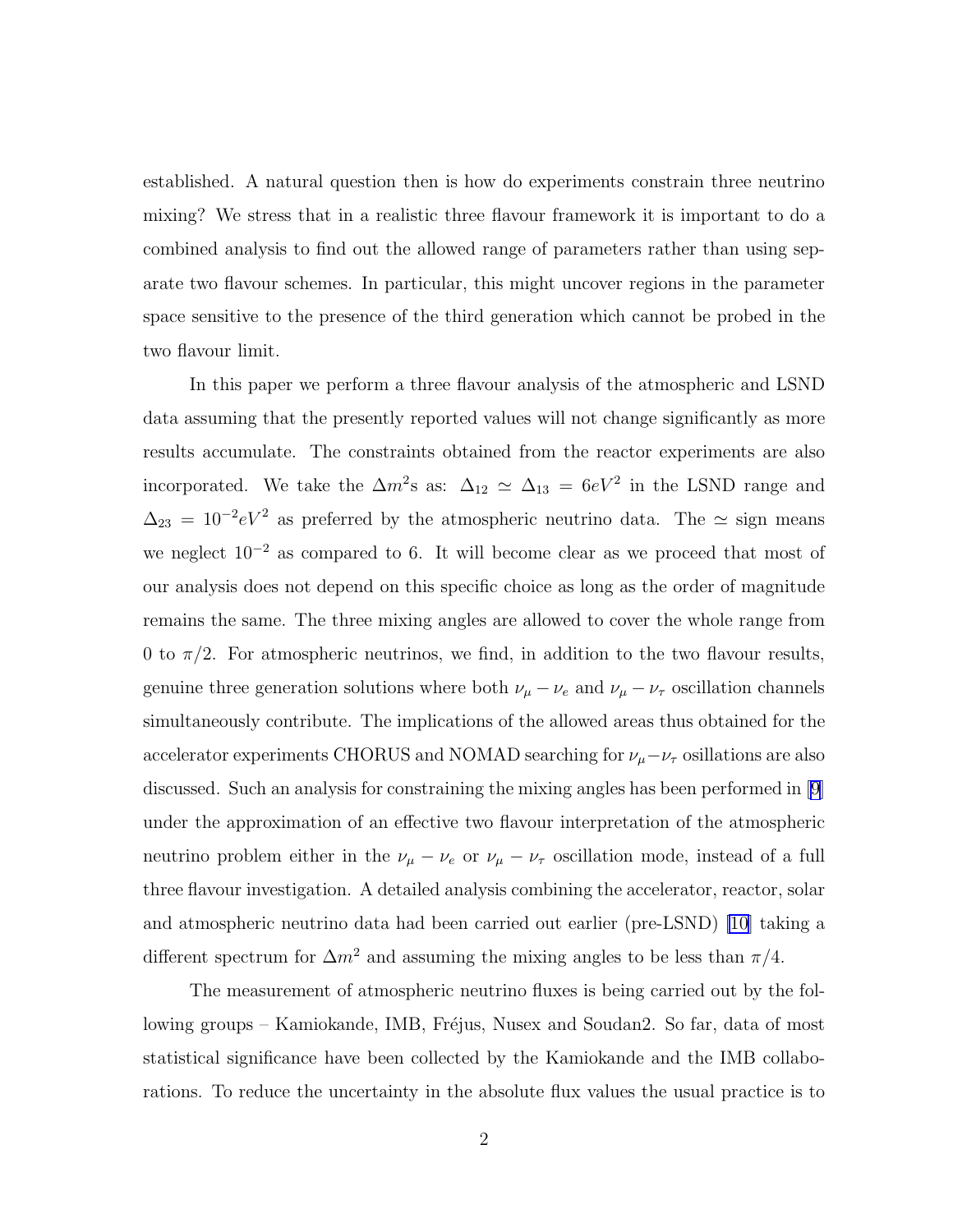established. A natural question then is how do experiments constrain three neutrino mixing? We stress that in a realistic three flavour framework it is important to do a combined analysis to find out the allowed range of parameters rather than using separate two flavour schemes. In particular, this might uncover regions in the parameter space sensitive to the presence of the third generation which cannot be probed in the two flavour limit.

In this paper we perform a three flavour analysis of the atmospheric and LSND data assuming that the presently reported values will not change significantly as more results accumulate. The constraints obtained from the reactor experiments are also incorporated. We take the $\Delta m^2$s as: $\Delta_{12} \simeq \Delta_{13} = 6 eV^2$ in the LSND range and $\Delta_{23} = 10^{-2} eV^2$ as preferred by the atmospheric neutrino data. The $\simeq$ sign means we neglect $10^{-2}$ as compared to 6. It will become clear as we proceed that most of our analysis does not depend on this specific choice as long as the order of magnitude remains the same. The three mixing angles are allowed to cover the whole range from 0 to $\pi/2$. For atmospheric neutrinos, we find, in addition to the two flavour results, genuine three generation solutions where both $\nu_\mu - \nu_e$ and $\nu_\mu - \nu_\tau$ oscillation channels simultaneously contribute. The implications of the allowed areas thus obtained for the accelerator experiments CHORUS and NOMAD searching for $\nu_\mu - \nu_\tau$ osillations are also discussed. Such an analysis for constraining the mixing angles has been performed in [9] under the approximation of an effective two flavour interpretation of the atmospheric neutrino problem either in the $\nu_\mu - \nu_e$ or $\nu_\mu - \nu_\tau$ oscillation mode, instead of a full three flavour investigation. A detailed analysis combining the accelerator, reactor, solar and atmospheric neutrino data had been carried out earlier (pre-LSND) [10] taking a different spectrum for $\Delta m^2$ and assuming the mixing angles to be less than $\pi/4$.

The measurement of atmospheric neutrino fluxes is being carried out by the following groups – Kamiokande, IMB, Fréjus, Nusex and Soudan2. So far, data of most statistical significance have been collected by the Kamiokande and the IMB collaborations. To reduce the uncertainty in the absolute flux values the usual practice is to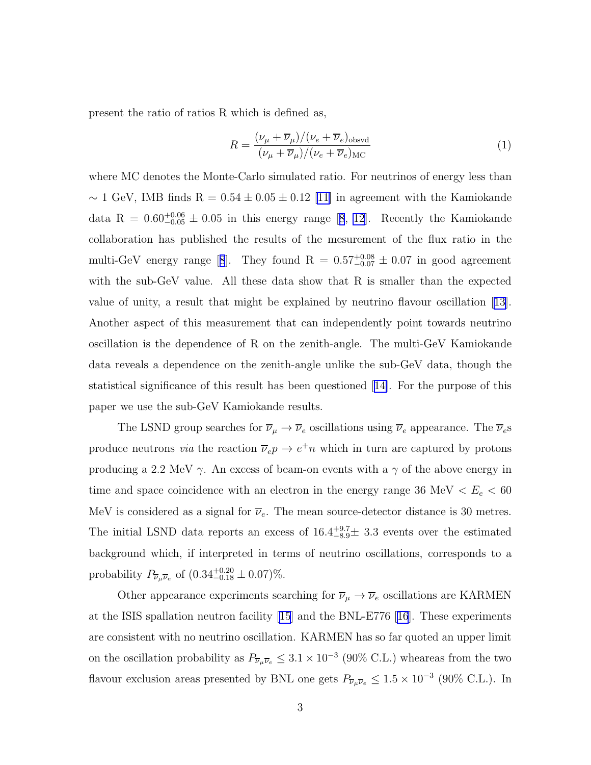present the ratio of ratios R which is defined as,

$$R = \frac{(\nu_\mu + \overline{\nu}_\mu)/(\nu_e + \overline{\nu}_e)_{\rm obsvd}}{(\nu_\mu + \overline{\nu}_\mu)/(\nu_e + \overline{\nu}_e)_{\rm MC}} \tag{1}$$

where MC denotes the Monte-Carlo simulated ratio. For neutrinos of energy less than $\sim 1$ GeV, IMB finds R $= 0.54 \pm 0.05 \pm 0.12$ [11] in agreement with the Kamiokande data R $= 0.60^{+0.06}_{-0.05} \pm 0.05$ in this energy range [8, 12]. Recently the Kamiokande collaboration has published the results of the mesurement of the flux ratio in the multi-GeV energy range [8]. They found R $= 0.57^{+0.08}_{-0.07} \pm 0.07$ in good agreement with the sub-GeV value. All these data show that R is smaller than the expected value of unity, a result that might be explained by neutrino flavour oscillation [13]. Another aspect of this measurement that can independently point towards neutrino oscillation is the dependence of R on the zenith-angle. The multi-GeV Kamiokande data reveals a dependence on the zenith-angle unlike the sub-GeV data, though the statistical significance of this result has been questioned [14]. For the purpose of this paper we use the sub-GeV Kamiokande results.

The LSND group searches for $\overline{\nu}_\mu \to \overline{\nu}_e$ oscillations using $\overline{\nu}_e$ appearance. The $\overline{\nu}_e$s produce neutrons *via* the reaction $\overline{\nu}_e p \to e^+ n$ which in turn are captured by protons producing a 2.2 MeV $\gamma$. An excess of beam-on events with a $\gamma$ of the above energy in time and space coincidence with an electron in the energy range 36 MeV $< E_e <$ 60 MeV is considered as a signal for $\overline{\nu}_e$. The mean source-detector distance is 30 metres. The initial LSND data reports an excess of $16.4^{+9.7}_{-8.9} \pm$ 3.3 events over the estimated background which, if interpreted in terms of neutrino oscillations, corresponds to a probability $P_{\overline{\nu}_\mu \overline{\nu}_e}$ of $(0.34^{+0.20}_{-0.18} \pm 0.07)\%$.

Other appearance experiments searching for $\overline{\nu}_\mu \to \overline{\nu}_e$ oscillations are KARMEN at the ISIS spallation neutron facility [15] and the BNL-E776 [16]. These experiments are consistent with no neutrino oscillation. KARMEN has so far quoted an upper limit on the oscillation probability as $P_{\overline{\nu}_\mu \overline{\nu}_e} \leq 3.1 \times 10^{-3}$ (90% C.L.) wheareas from the two flavour exclusion areas presented by BNL one gets $P_{\overline{\nu}_\mu \overline{\nu}_e} \leq 1.5 \times 10^{-3}$ (90% C.L.). In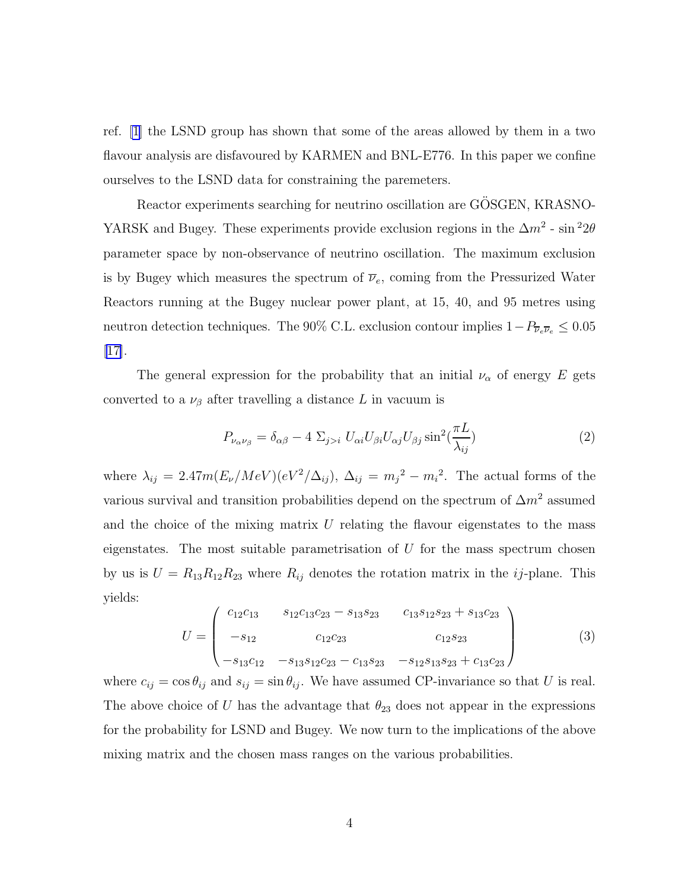ref. [1] the LSND group has shown that some of the areas allowed by them in a two flavour analysis are disfavoured by KARMEN and BNL-E776. In this paper we confine ourselves to the LSND data for constraining the paremeters.

Reactor experiments searching for neutrino oscillation are GÖSGEN, KRASNOYARSK and Bugey. These experiments provide exclusion regions in the $\Delta m^2$ - $\sin^2 2\theta$ parameter space by non-observance of neutrino oscillation. The maximum exclusion is by Bugey which measures the spectrum of $\overline{\nu}_e$, coming from the Pressurized Water Reactors running at the Bugey nuclear power plant, at 15, 40, and 95 metres using neutron detection techniques. The 90% C.L. exclusion contour implies $1 - P_{\overline{\nu}_e \overline{\nu}_e} \leq 0.05$ [17].

The general expression for the probability that an initial $\nu_\alpha$ of energy $E$ gets converted to a $\nu_\beta$ after travelling a distance $L$ in vacuum is

$$P_{\nu_\alpha \nu_\beta} = \delta_{\alpha\beta} - 4 \; \Sigma_{j>i} \; U_{\alpha i} U_{\beta i} U_{\alpha j} U_{\beta j} \sin^2(\frac{\pi L}{\lambda_{ij}}) \tag{2}$$

where $\lambda_{ij} = 2.47m(E_\nu/MeV)(eV^2/\Delta_{ij})$, $\Delta_{ij} = m_j{}^2 - m_i{}^2$. The actual forms of the various survival and transition probabilities depend on the spectrum of $\Delta m^2$ assumed and the choice of the mixing matrix $U$ relating the flavour eigenstates to the mass eigenstates. The most suitable parametrisation of $U$ for the mass spectrum chosen by us is $U = R_{13}R_{12}R_{23}$ where $R_{ij}$ denotes the rotation matrix in the $ij$-plane. This yields:

$$U = \begin{pmatrix} c_{12}c_{13} & s_{12}c_{13}c_{23} - s_{13}s_{23} & c_{13}s_{12}s_{23} + s_{13}c_{23} \\ -s_{12} & c_{12}c_{23} & c_{12}s_{23} \\ -s_{13}c_{12} & -s_{13}s_{12}c_{23} - c_{13}s_{23} & -s_{12}s_{13}s_{23} + c_{13}c_{23} \end{pmatrix} \tag{3}$$

where $c_{ij} = \cos\theta_{ij}$ and $s_{ij} = \sin\theta_{ij}$. We have assumed CP-invariance so that $U$ is real. The above choice of $U$ has the advantage that $\theta_{23}$ does not appear in the expressions for the probability for LSND and Bugey. We now turn to the implications of the above mixing matrix and the chosen mass ranges on the various probabilities.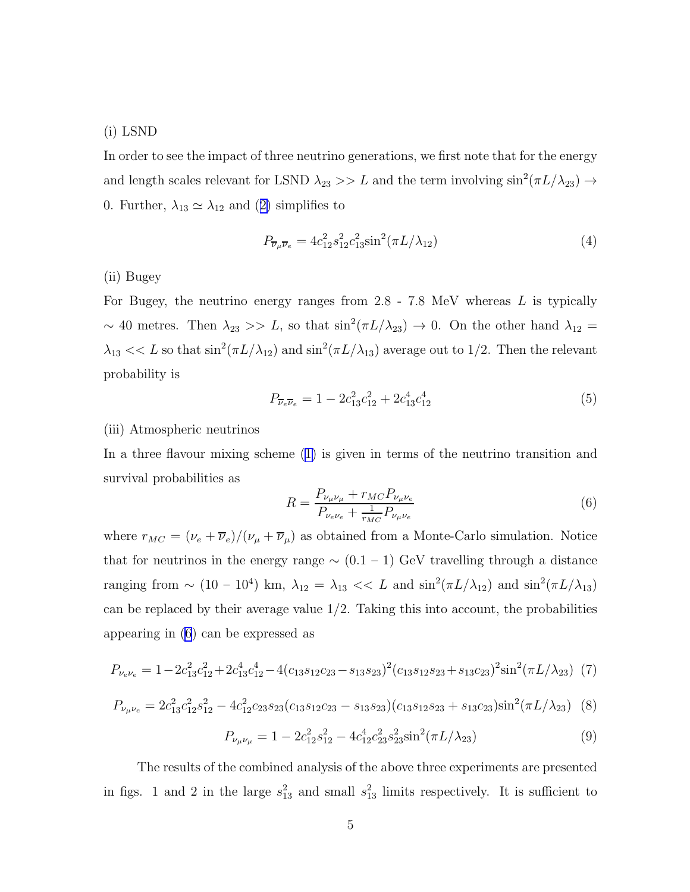(i) LSND

In order to see the impact of three neutrino generations, we first note that for the energy and length scales relevant for LSND $\lambda_{23} >> L$ and the term involving $\sin^2(\pi L/\lambda_{23}) \rightarrow 0$. Further, $\lambda_{13} \simeq \lambda_{12}$ and (2) simplifies to

$$P_{\overline{\nu}_\mu \overline{\nu}_e} = 4c_{12}^2 s_{12}^2 c_{13}^2 \sin^2(\pi L/\lambda_{12}) \tag{4}$$

(ii) Bugey

For Bugey, the neutrino energy ranges from 2.8 - 7.8 MeV whereas $L$ is typically $\sim$ 40 metres. Then $\lambda_{23} >> L$, so that $\sin^2(\pi L/\lambda_{23}) \rightarrow 0$. On the other hand $\lambda_{12} = \lambda_{13} << L$ so that $\sin^2(\pi L/\lambda_{12})$ and $\sin^2(\pi L/\lambda_{13})$ average out to 1/2. Then the relevant probability is

$$P_{\overline{\nu}_e \overline{\nu}_e} = 1 - 2c_{13}^2 c_{12}^2 + 2c_{13}^4 c_{12}^4 \tag{5}$$

(iii) Atmospheric neutrinos

In a three flavour mixing scheme (1) is given in terms of the neutrino transition and survival probabilities as

$$R = \frac{P_{\nu_\mu \nu_\mu} + r_{MC} P_{\nu_\mu \nu_e}}{P_{\nu_e \nu_e} + \frac{1}{r_{MC}} P_{\nu_\mu \nu_e}} \tag{6}$$

where $r_{MC} = (\nu_e + \overline{\nu}_e)/(\nu_\mu + \overline{\nu}_\mu)$ as obtained from a Monte-Carlo simulation. Notice that for neutrinos in the energy range $\sim$ (0.1 – 1) GeV travelling through a distance ranging from $\sim$ (10 – $10^4$) km, $\lambda_{12} = \lambda_{13} << L$ and $\sin^2(\pi L/\lambda_{12})$ and $\sin^2(\pi L/\lambda_{13})$ can be replaced by their average value 1/2. Taking this into account, the probabilities appearing in (6) can be expressed as

$$P_{\nu_e \nu_e} = 1 - 2c_{13}^2 c_{12}^2 + 2c_{13}^4 c_{12}^4 - 4(c_{13} s_{12} c_{23} - s_{13} s_{23})^2 (c_{13} s_{12} s_{23} + s_{13} c_{23})^2 \sin^2(\pi L/\lambda_{23}) \tag{7}$$

$$P_{\nu_\mu \nu_e} = 2c_{13}^2 c_{12}^2 s_{12}^2 - 4c_{12}^2 c_{23} s_{23} (c_{13} s_{12} c_{23} - s_{13} s_{23})(c_{13} s_{12} s_{23} + s_{13} c_{23}) \sin^2(\pi L/\lambda_{23}) \tag{8}$$

$$P_{\nu_\mu \nu_\mu} = 1 - 2c_{12}^2 s_{12}^2 - 4c_{12}^4 c_{23}^2 s_{23}^2 \sin^2(\pi L/\lambda_{23}) \tag{9}$$

The results of the combined analysis of the above three experiments are presented in figs. 1 and 2 in the large $s_{13}^2$ and small $s_{13}^2$ limits respectively. It is sufficient to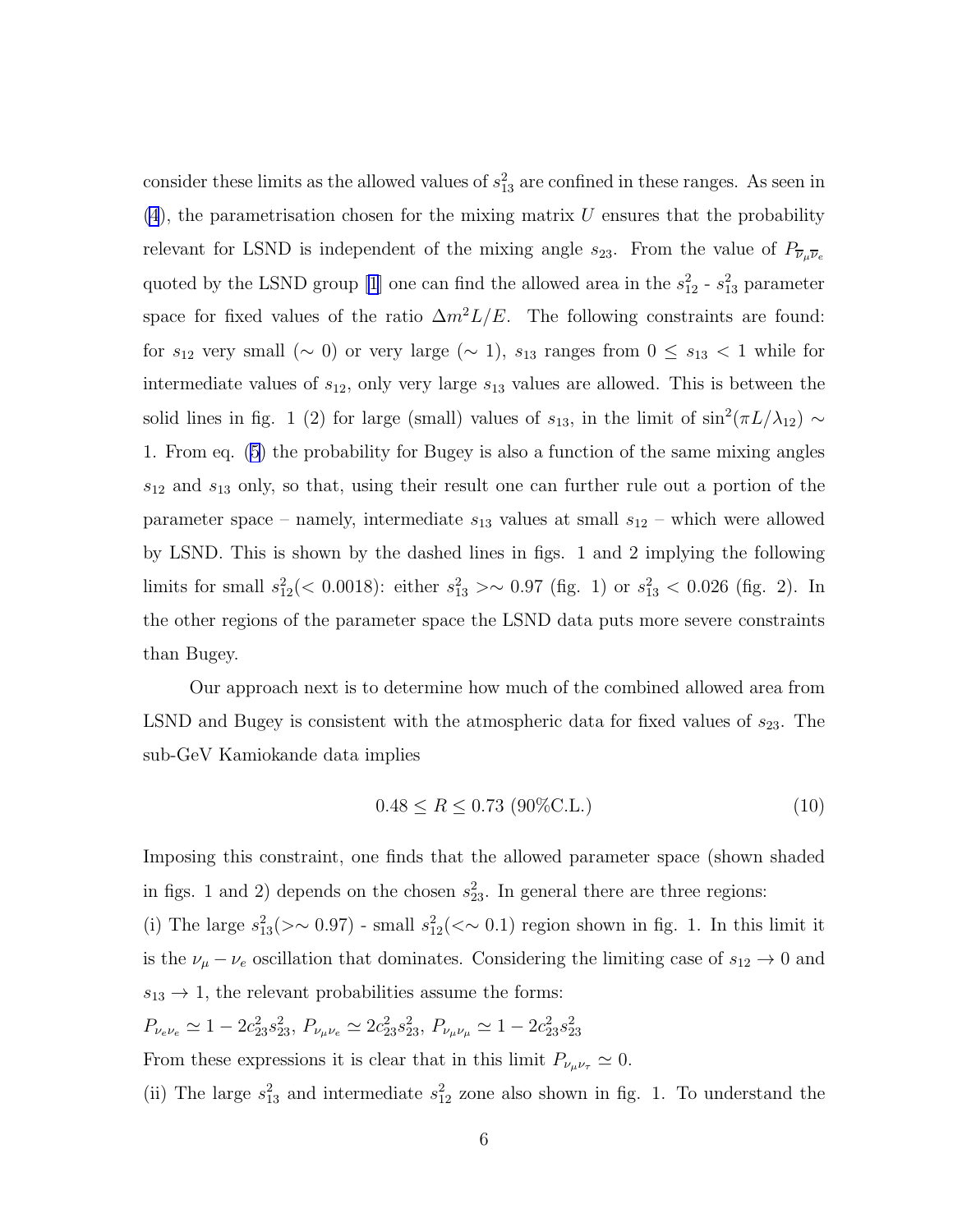consider these limits as the allowed values of $s_{13}^2$ are confined in these ranges. As seen in (4), the parametrisation chosen for the mixing matrix $U$ ensures that the probability relevant for LSND is independent of the mixing angle $s_{23}$. From the value of $P_{\overline{\nu}_\mu \overline{\nu}_e}$ quoted by the LSND group [1] one can find the allowed area in the $s_{12}^2$ - $s_{13}^2$ parameter space for fixed values of the ratio $\Delta m^2 L/E$. The following constraints are found: for $s_{12}$ very small ($\sim 0$) or very large ($\sim 1$), $s_{13}$ ranges from $0 \leq s_{13} < 1$ while for intermediate values of $s_{12}$, only very large $s_{13}$ values are allowed. This is between the solid lines in fig. 1 (2) for large (small) values of $s_{13}$, in the limit of $\sin^2(\pi L/\lambda_{12}) \sim 1$. From eq. (5) the probability for Bugey is also a function of the same mixing angles $s_{12}$ and $s_{13}$ only, so that, using their result one can further rule out a portion of the parameter space – namely, intermediate $s_{13}$ values at small $s_{12}$ – which were allowed by LSND. This is shown by the dashed lines in figs. 1 and 2 implying the following limits for small $s_{12}^2(< 0.0018)$: either $s_{13}^2 >\sim 0.97$ (fig. 1) or $s_{13}^2 < 0.026$ (fig. 2). In the other regions of the parameter space the LSND data puts more severe constraints than Bugey.

Our approach next is to determine how much of the combined allowed area from LSND and Bugey is consistent with the atmospheric data for fixed values of $s_{23}$. The sub-GeV Kamiokande data implies

$$0.48 \leq R \leq 0.73 \text{ (90\%C.L.)} \tag{10}$$

Imposing this constraint, one finds that the allowed parameter space (shown shaded in figs. 1 and 2) depends on the chosen $s_{23}^2$. In general there are three regions:

(i) The large $s_{13}^2(>\sim 0.97)$ - small $s_{12}^2(<\sim 0.1)$ region shown in fig. 1. In this limit it is the $\nu_\mu - \nu_e$ oscillation that dominates. Considering the limiting case of $s_{12} \to 0$ and $s_{13} \to 1$, the relevant probabilities assume the forms:

$P_{\nu_e \nu_e} \simeq 1 - 2c_{23}^2 s_{23}^2$, $P_{\nu_\mu \nu_e} \simeq 2c_{23}^2 s_{23}^2$, $P_{\nu_\mu \nu_\mu} \simeq 1 - 2c_{23}^2 s_{23}^2$

From these expressions it is clear that in this limit $P_{\nu_\mu \nu_\tau} \simeq 0$.

(ii) The large $s_{13}^2$ and intermediate $s_{12}^2$ zone also shown in fig. 1. To understand the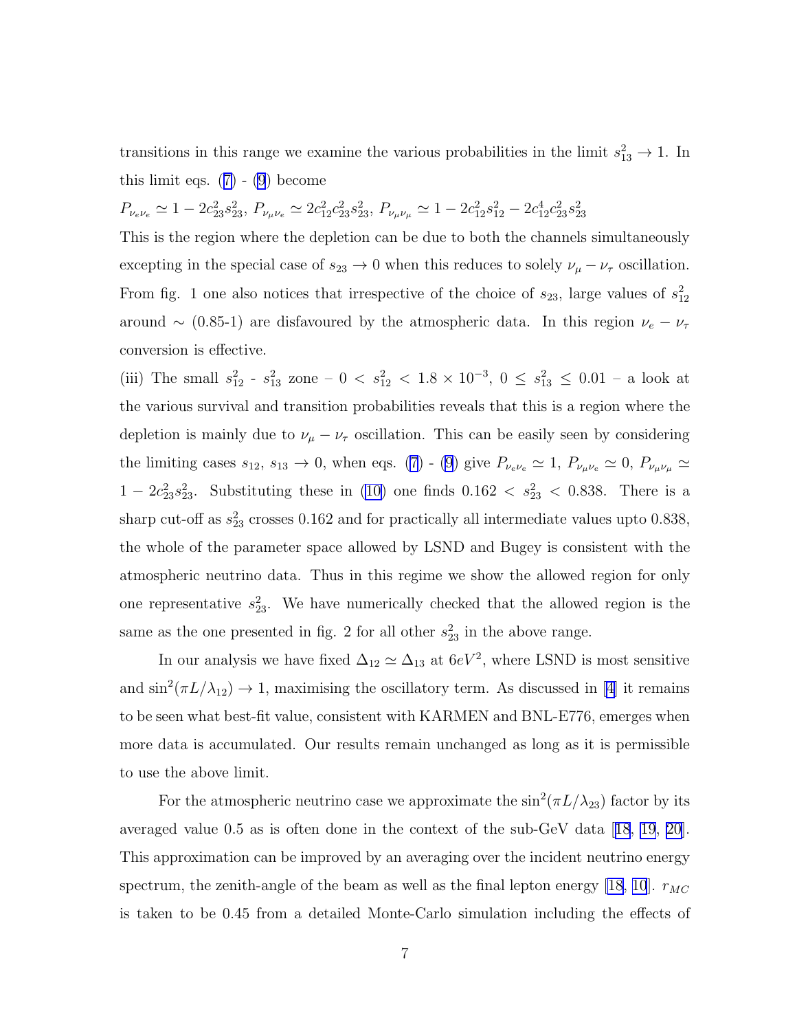transitions in this range we examine the various probabilities in the limit $s_{13}^2 \to 1$. In this limit eqs. (7) - (9) become

$P_{\nu_e\nu_e} \simeq 1 - 2c_{23}^2 s_{23}^2$, $P_{\nu_\mu\nu_e} \simeq 2c_{12}^2 c_{23}^2 s_{23}^2$, $P_{\nu_\mu\nu_\mu} \simeq 1 - 2c_{12}^2 s_{12}^2 - 2c_{12}^4 c_{23}^2 s_{23}^2$

This is the region where the depletion can be due to both the channels simultaneously excepting in the special case of $s_{23} \to 0$ when this reduces to solely $\nu_\mu - \nu_\tau$ oscillation. From fig. 1 one also notices that irrespective of the choice of $s_{23}$, large values of $s_{12}^2$ around $\sim$ (0.85-1) are disfavoured by the atmospheric data. In this region $\nu_e - \nu_\tau$ conversion is effective.

(iii) The small $s_{12}^2$ - $s_{13}^2$ zone – $0 < s_{12}^2 < 1.8 \times 10^{-3}$, $0 \leq s_{13}^2 \leq 0.01$ – a look at the various survival and transition probabilities reveals that this is a region where the depletion is mainly due to $\nu_\mu - \nu_\tau$ oscillation. This can be easily seen by considering the limiting cases $s_{12}$, $s_{13} \to 0$, when eqs. (7) - (9) give $P_{\nu_e\nu_e} \simeq 1$, $P_{\nu_\mu\nu_e} \simeq 0$, $P_{\nu_\mu\nu_\mu} \simeq 1 - 2c_{23}^2 s_{23}^2$. Substituting these in (10) one finds $0.162 < s_{23}^2 < 0.838$. There is a sharp cut-off as $s_{23}^2$ crosses 0.162 and for practically all intermediate values upto 0.838, the whole of the parameter space allowed by LSND and Bugey is consistent with the atmospheric neutrino data. Thus in this regime we show the allowed region for only one representative $s_{23}^2$. We have numerically checked that the allowed region is the same as the one presented in fig. 2 for all other $s_{23}^2$ in the above range.

In our analysis we have fixed $\Delta_{12} \simeq \Delta_{13}$ at $6 eV^2$, where LSND is most sensitive and $\sin^2(\pi L/\lambda_{12}) \to 1$, maximising the oscillatory term. As discussed in [4] it remains to be seen what best-fit value, consistent with KARMEN and BNL-E776, emerges when more data is accumulated. Our results remain unchanged as long as it is permissible to use the above limit.

For the atmospheric neutrino case we approximate the $\sin^2(\pi L/\lambda_{23})$ factor by its averaged value 0.5 as is often done in the context of the sub-GeV data [18, 19, 20]. This approximation can be improved by an averaging over the incident neutrino energy spectrum, the zenith-angle of the beam as well as the final lepton energy [18, 10]. $r_{MC}$ is taken to be 0.45 from a detailed Monte-Carlo simulation including the effects of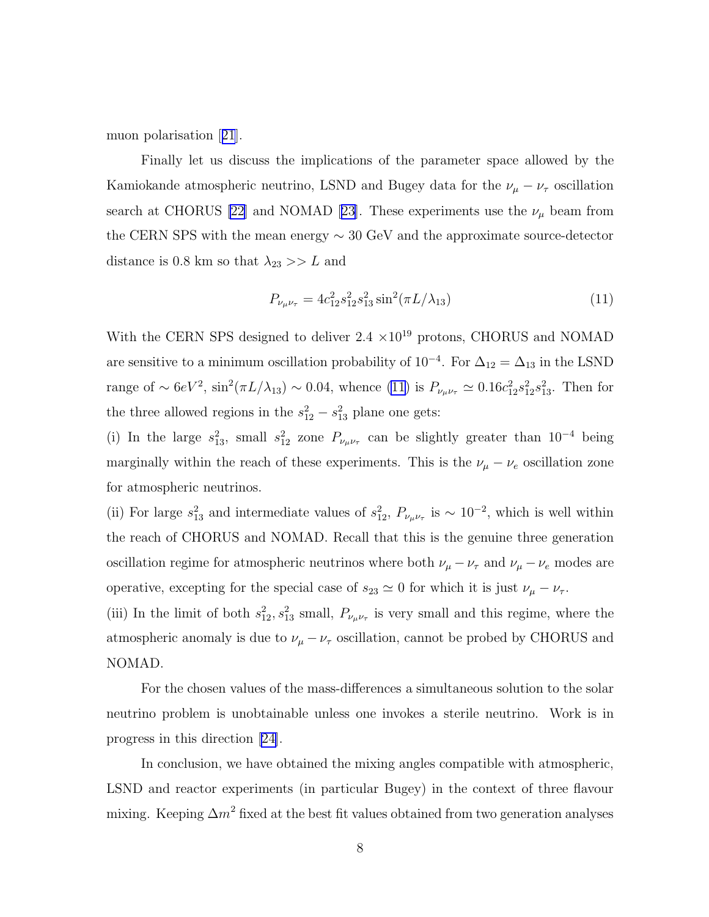muon polarisation [21].

Finally let us discuss the implications of the parameter space allowed by the Kamiokande atmospheric neutrino, LSND and Bugey data for the $\nu_\mu - \nu_\tau$ oscillation search at CHORUS [22] and NOMAD [23]. These experiments use the $\nu_\mu$ beam from the CERN SPS with the mean energy $\sim 30$ GeV and the approximate source-detector distance is 0.8 km so that $\lambda_{23} >> L$ and

$$P_{\nu_\mu \nu_\tau} = 4c_{12}^2 s_{12}^2 s_{13}^2 \sin^2(\pi L/\lambda_{13}) \tag{11}$$

With the CERN SPS designed to deliver 2.4 $\times 10^{19}$ protons, CHORUS and NOMAD are sensitive to a minimum oscillation probability of $10^{-4}$. For $\Delta_{12} = \Delta_{13}$ in the LSND range of $\sim 6eV^2$, $\sin^2(\pi L/\lambda_{13}) \sim 0.04$, whence (11) is $P_{\nu_\mu \nu_\tau} \simeq 0.16 c_{12}^2 s_{12}^2 s_{13}^2$. Then for the three allowed regions in the $s_{12}^2 - s_{13}^2$ plane one gets:

(i) In the large $s_{13}^2$, small $s_{12}^2$ zone $P_{\nu_\mu \nu_\tau}$ can be slightly greater than $10^{-4}$ being marginally within the reach of these experiments. This is the $\nu_\mu - \nu_e$ oscillation zone for atmospheric neutrinos.

(ii) For large $s_{13}^2$ and intermediate values of $s_{12}^2$, $P_{\nu_\mu \nu_\tau}$ is $\sim 10^{-2}$, which is well within the reach of CHORUS and NOMAD. Recall that this is the genuine three generation oscillation regime for atmospheric neutrinos where both $\nu_\mu - \nu_\tau$ and $\nu_\mu - \nu_e$ modes are operative, excepting for the special case of $s_{23} \simeq 0$ for which it is just $\nu_\mu - \nu_\tau$.

(iii) In the limit of both $s_{12}^2, s_{13}^2$ small, $P_{\nu_\mu \nu_\tau}$ is very small and this regime, where the atmospheric anomaly is due to $\nu_\mu - \nu_\tau$ oscillation, cannot be probed by CHORUS and NOMAD.

For the chosen values of the mass-differences a simultaneous solution to the solar neutrino problem is unobtainable unless one invokes a sterile neutrino. Work is in progress in this direction [24].

In conclusion, we have obtained the mixing angles compatible with atmospheric, LSND and reactor experiments (in particular Bugey) in the context of three flavour mixing. Keeping $\Delta m^2$ fixed at the best fit values obtained from two generation analyses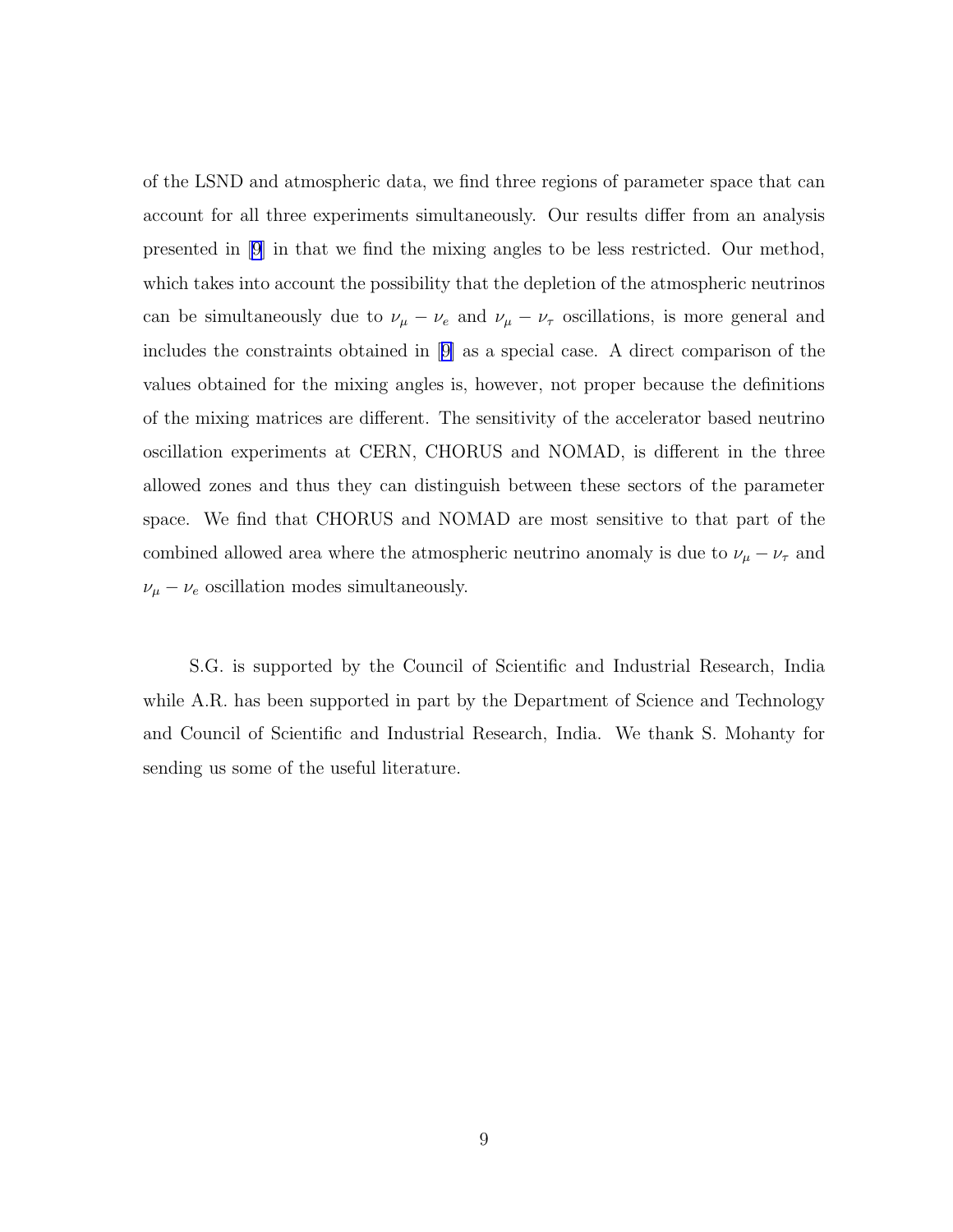of the LSND and atmospheric data, we find three regions of parameter space that can account for all three experiments simultaneously. Our results differ from an analysis presented in [9] in that we find the mixing angles to be less restricted. Our method, which takes into account the possibility that the depletion of the atmospheric neutrinos can be simultaneously due to $\nu_\mu - \nu_e$ and $\nu_\mu - \nu_\tau$ oscillations, is more general and includes the constraints obtained in [9] as a special case. A direct comparison of the values obtained for the mixing angles is, however, not proper because the definitions of the mixing matrices are different. The sensitivity of the accelerator based neutrino oscillation experiments at CERN, CHORUS and NOMAD, is different in the three allowed zones and thus they can distinguish between these sectors of the parameter space. We find that CHORUS and NOMAD are most sensitive to that part of the combined allowed area where the atmospheric neutrino anomaly is due to $\nu_\mu - \nu_\tau$ and $\nu_\mu - \nu_e$ oscillation modes simultaneously.

S.G. is supported by the Council of Scientific and Industrial Research, India while A.R. has been supported in part by the Department of Science and Technology and Council of Scientific and Industrial Research, India. We thank S. Mohanty for sending us some of the useful literature.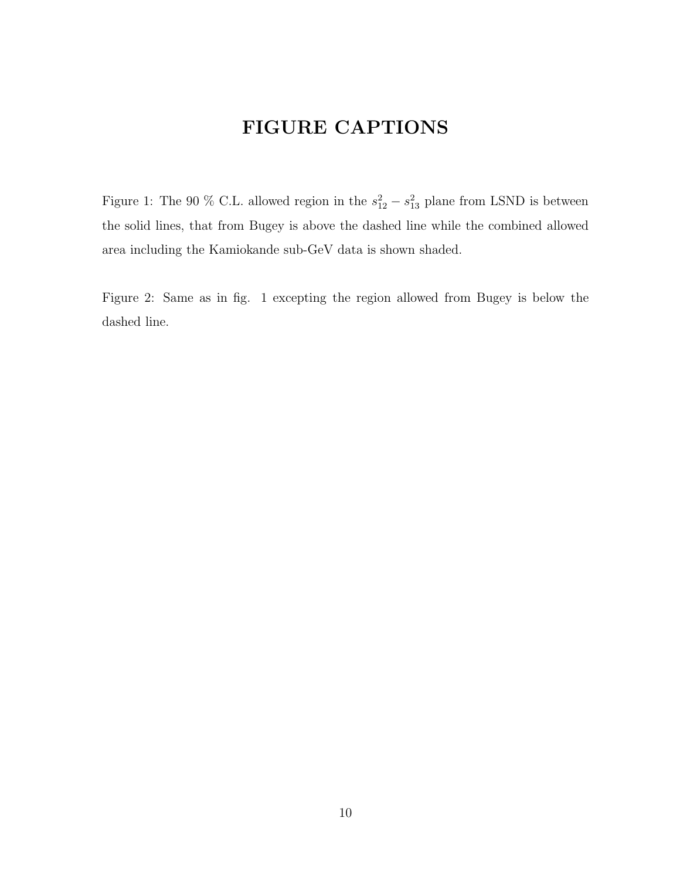# FIGURE CAPTIONS

Figure 1: The 90 % C.L. allowed region in the $s_{12}^2 - s_{13}^2$ plane from LSND is between the solid lines, that from Bugey is above the dashed line while the combined allowed area including the Kamiokande sub-GeV data is shown shaded.

Figure 2: Same as in fig. 1 excepting the region allowed from Bugey is below the dashed line.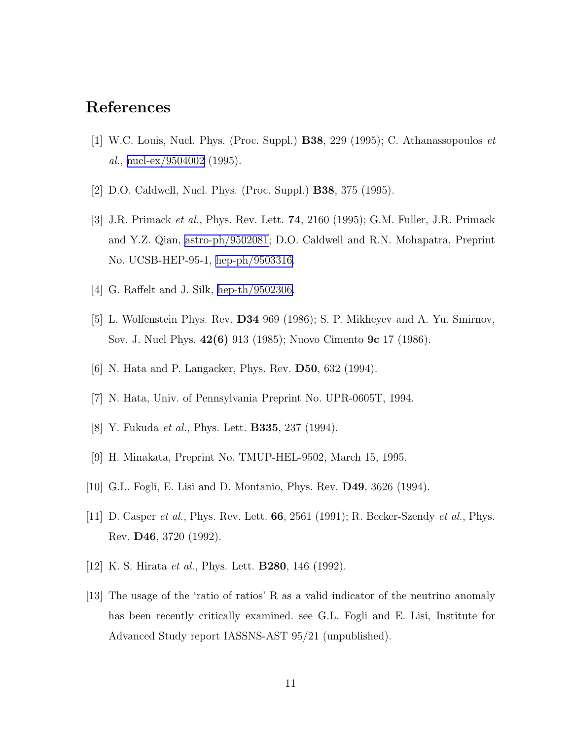# References

[1] W.C. Louis, Nucl. Phys. (Proc. Suppl.) **B38**, 229 (1995); C. Athanassopoulos *et al.*, nucl-ex/9504002 (1995).

[2] D.O. Caldwell, Nucl. Phys. (Proc. Suppl.) **B38**, 375 (1995).

[3] J.R. Primack *et al.*, Phys. Rev. Lett. **74**, 2160 (1995); G.M. Fuller, J.R. Primack and Y.Z. Qian, astro-ph/9502081; D.O. Caldwell and R.N. Mohapatra, Preprint No. UCSB-HEP-95-1, hep-ph/9503316.

[4] G. Raffelt and J. Silk, hep-th/9502306.

[5] L. Wolfenstein Phys. Rev. **D34** 969 (1986); S. P. Mikheyev and A. Yu. Smirnov, Sov. J. Nucl Phys. **42(6)** 913 (1985); Nuovo Cimento **9c** 17 (1986).

[6] N. Hata and P. Langacker, Phys. Rev. **D50**, 632 (1994).

[7] N. Hata, Univ. of Pennsylvania Preprint No. UPR-0605T, 1994.

[8] Y. Fukuda *et al.*, Phys. Lett. **B335**, 237 (1994).

[9] H. Minakata, Preprint No. TMUP-HEL-9502, March 15, 1995.

[10] G.L. Fogli, E. Lisi and D. Montanio, Phys. Rev. **D49**, 3626 (1994).

[11] D. Casper *et al.*, Phys. Rev. Lett. **66**, 2561 (1991); R. Becker-Szendy *et al.*, Phys. Rev. **D46**, 3720 (1992).

[12] K. S. Hirata *et al.*, Phys. Lett. **B280**, 146 (1992).

[13] The usage of the 'ratio of ratios' R as a valid indicator of the neutrino anomaly has been recently critically examined. see G.L. Fogli and E. Lisi, Institute for Advanced Study report IASSNS-AST 95/21 (unpublished).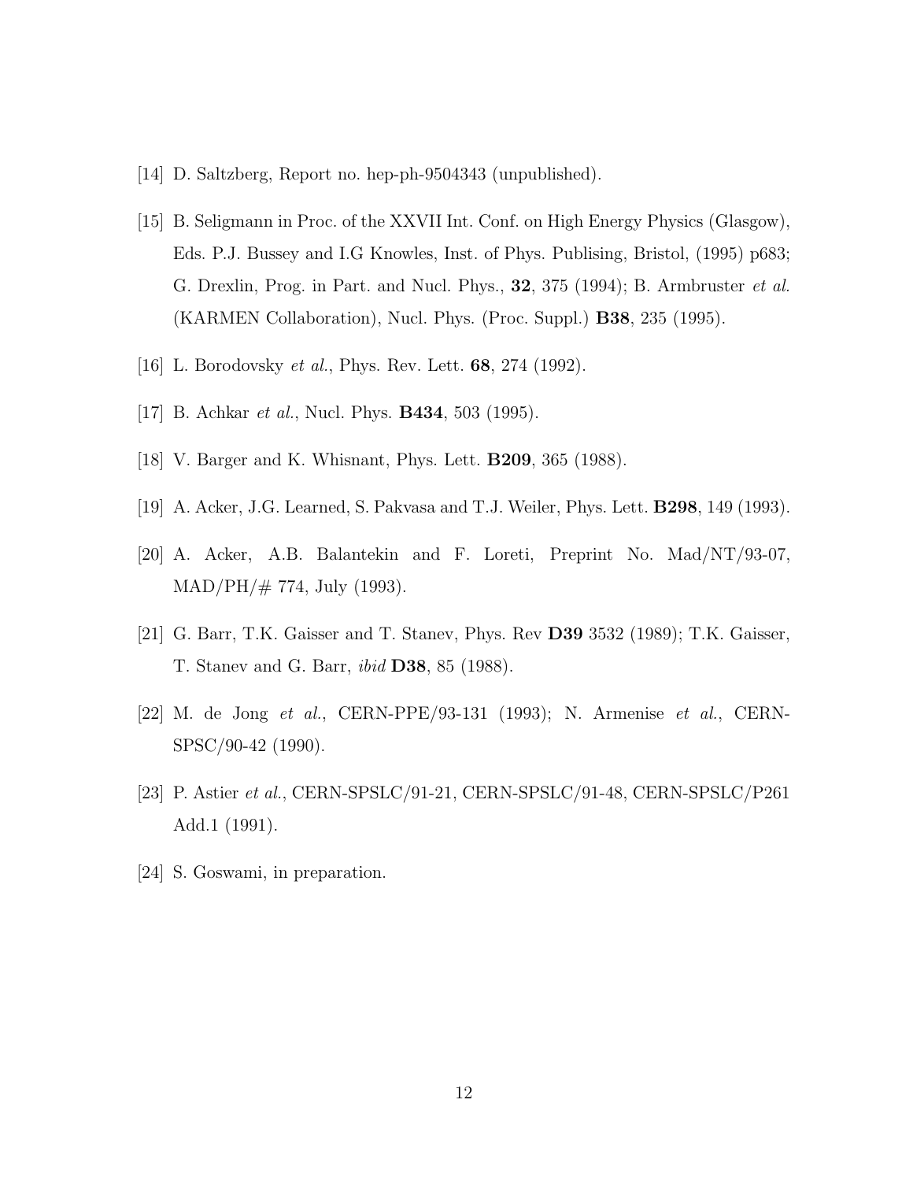[14] D. Saltzberg, Report no. hep-ph-9504343 (unpublished).

[15] B. Seligmann in Proc. of the XXVII Int. Conf. on High Energy Physics (Glasgow), Eds. P.J. Bussey and I.G Knowles, Inst. of Phys. Publising, Bristol, (1995) p683; G. Drexlin, Prog. in Part. and Nucl. Phys., **32**, 375 (1994); B. Armbruster *et al.* (KARMEN Collaboration), Nucl. Phys. (Proc. Suppl.) **B38**, 235 (1995).

[16] L. Borodovsky *et al.*, Phys. Rev. Lett. **68**, 274 (1992).

[17] B. Achkar *et al.*, Nucl. Phys. **B434**, 503 (1995).

[18] V. Barger and K. Whisnant, Phys. Lett. **B209**, 365 (1988).

[19] A. Acker, J.G. Learned, S. Pakvasa and T.J. Weiler, Phys. Lett. **B298**, 149 (1993).

[20] A. Acker, A.B. Balantekin and F. Loreti, Preprint No. Mad/NT/93-07, MAD/PH/# 774, July (1993).

[21] G. Barr, T.K. Gaisser and T. Stanev, Phys. Rev **D39** 3532 (1989); T.K. Gaisser, T. Stanev and G. Barr, *ibid* **D38**, 85 (1988).

[22] M. de Jong *et al.*, CERN-PPE/93-131 (1993); N. Armenise *et al.*, CERN-SPSC/90-42 (1990).

[23] P. Astier *et al.*, CERN-SPSLC/91-21, CERN-SPSLC/91-48, CERN-SPSLC/P261 Add.1 (1991).

[24] S. Goswami, in preparation.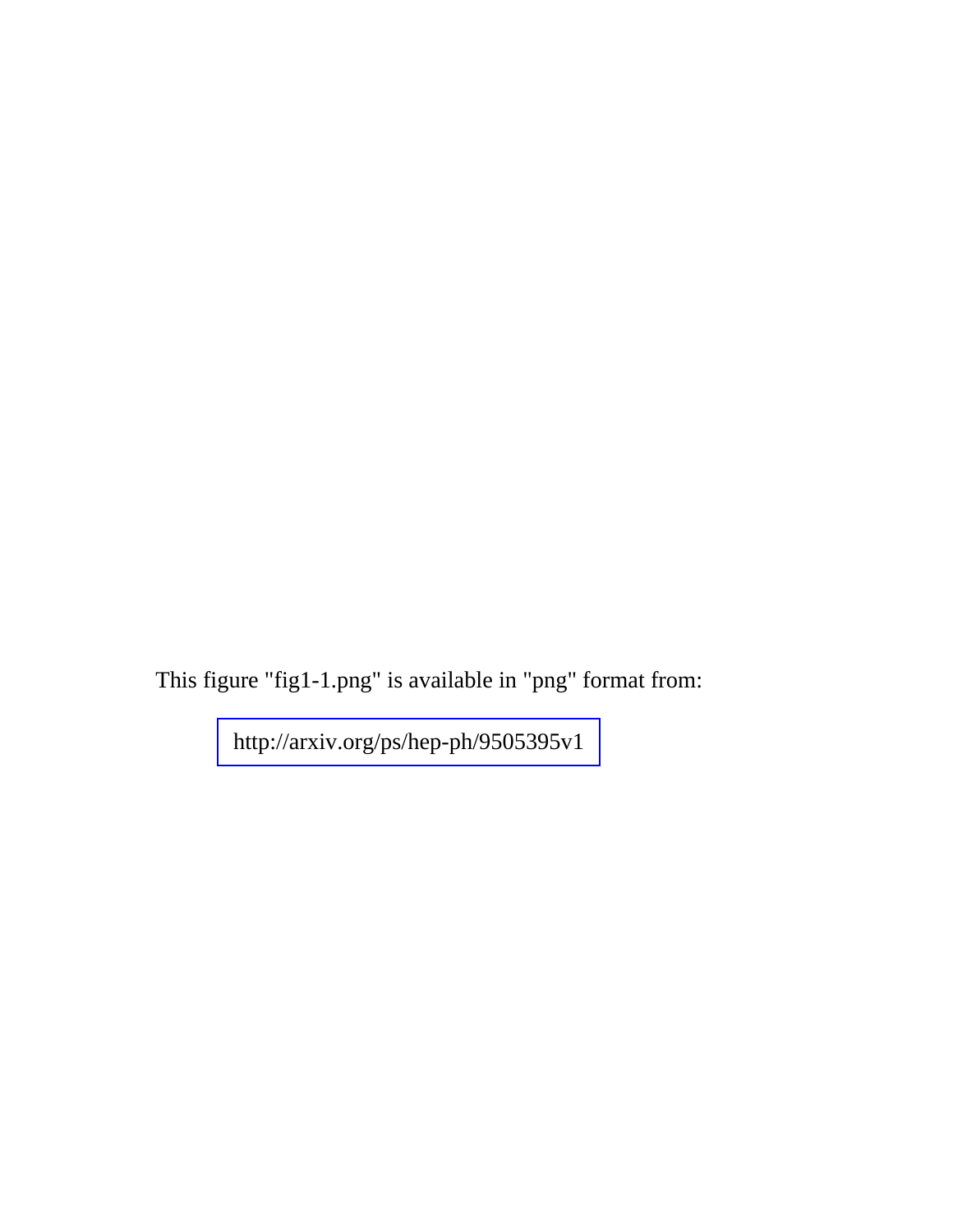This figure "fig1-1.png" is available in "png" format from:

http://arxiv.org/ps/hep-ph/9505395v1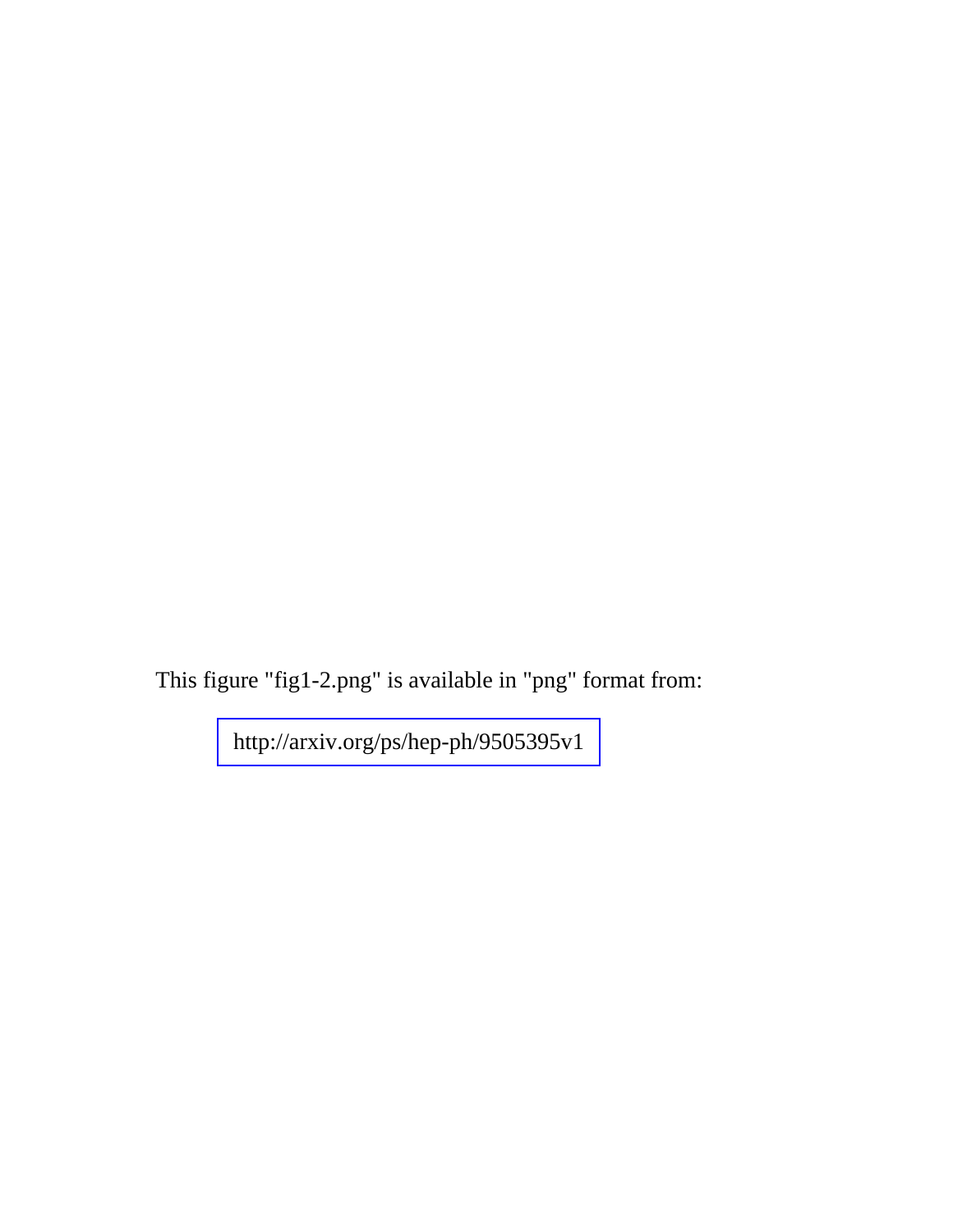This figure "fig1-2.png" is available in "png" format from:

http://arxiv.org/ps/hep-ph/9505395v1